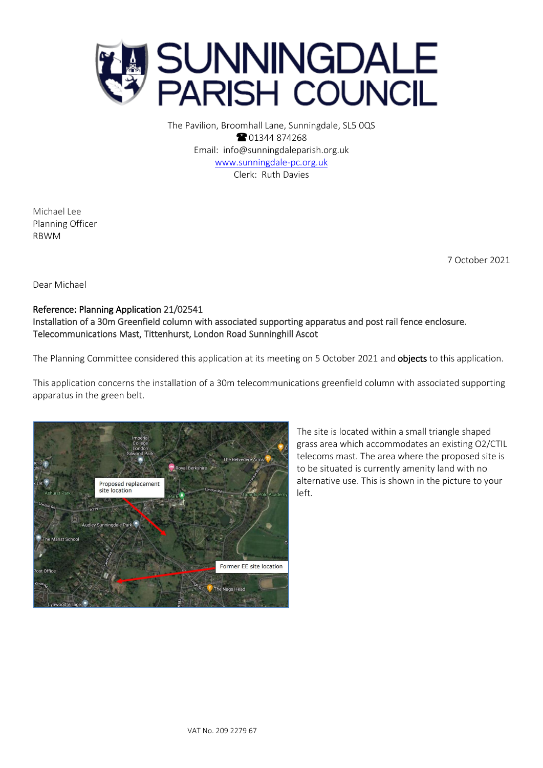# SUNNINGDALE PARISH COUNCIL

The Pavilion, Broomhall Lane, Sunningdale, SL5 0QS
☎ 01344 874268
Email: info@sunningdaleparish.org.uk
www.sunningdale-pc.org.uk
Clerk: Ruth Davies

Michael Lee
Planning Officer
RBWM

7 October 2021

Dear Michael

**Reference: Planning Application 21/02541**
**Installation of a 30m Greenfield column with associated supporting apparatus and post rail fence enclosure. Telecommunications Mast, Tittenhurst, London Road Sunninghill Ascot**

The Planning Committee considered this application at its meeting on 5 October 2021 and **objects** to this application.

This application concerns the installation of a 30m telecommunications greenfield column with associated supporting apparatus in the green belt.

The site is located within a small triangle shaped grass area which accommodates an existing O2/CTIL telecoms mast. The area where the proposed site is to be situated is currently amenity land with no alternative use. This is shown in the picture to your left.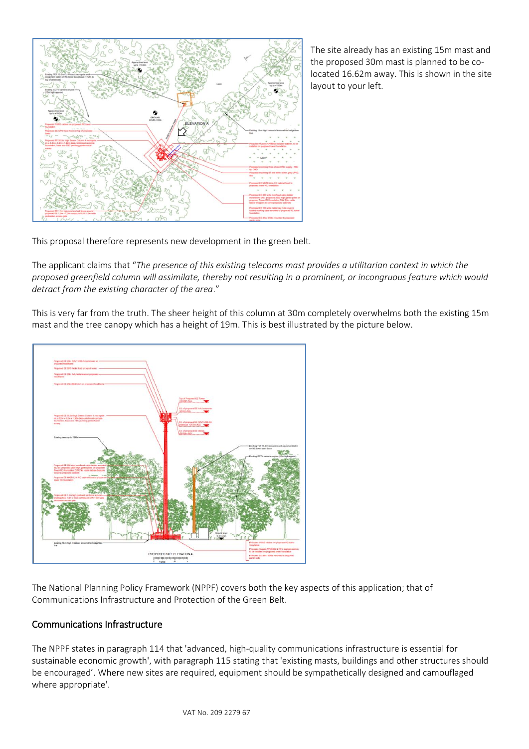The site already has an existing 15m mast and the proposed 30m mast is planned to be co-located 16.62m away. This is shown in the site layout to your left.

This proposal therefore represents new development in the green belt.

The applicant claims that "*The presence of this existing telecoms mast provides a utilitarian context in which the proposed greenfield column will assimilate, thereby not resulting in a prominent, or incongruous feature which would detract from the existing character of the area*."

This is very far from the truth. The sheer height of this column at 30m completely overwhelms both the existing 15m mast and the tree canopy which has a height of 19m. This is best illustrated by the picture below.

The National Planning Policy Framework (NPPF) covers both the key aspects of this application; that of Communications Infrastructure and Protection of the Green Belt.

## Communications Infrastructure

The NPPF states in paragraph 114 that 'advanced, high-quality communications infrastructure is essential for sustainable economic growth', with paragraph 115 stating that 'existing masts, buildings and other structures should be encouraged'. Where new sites are required, equipment should be sympathetically designed and camouflaged where appropriate'.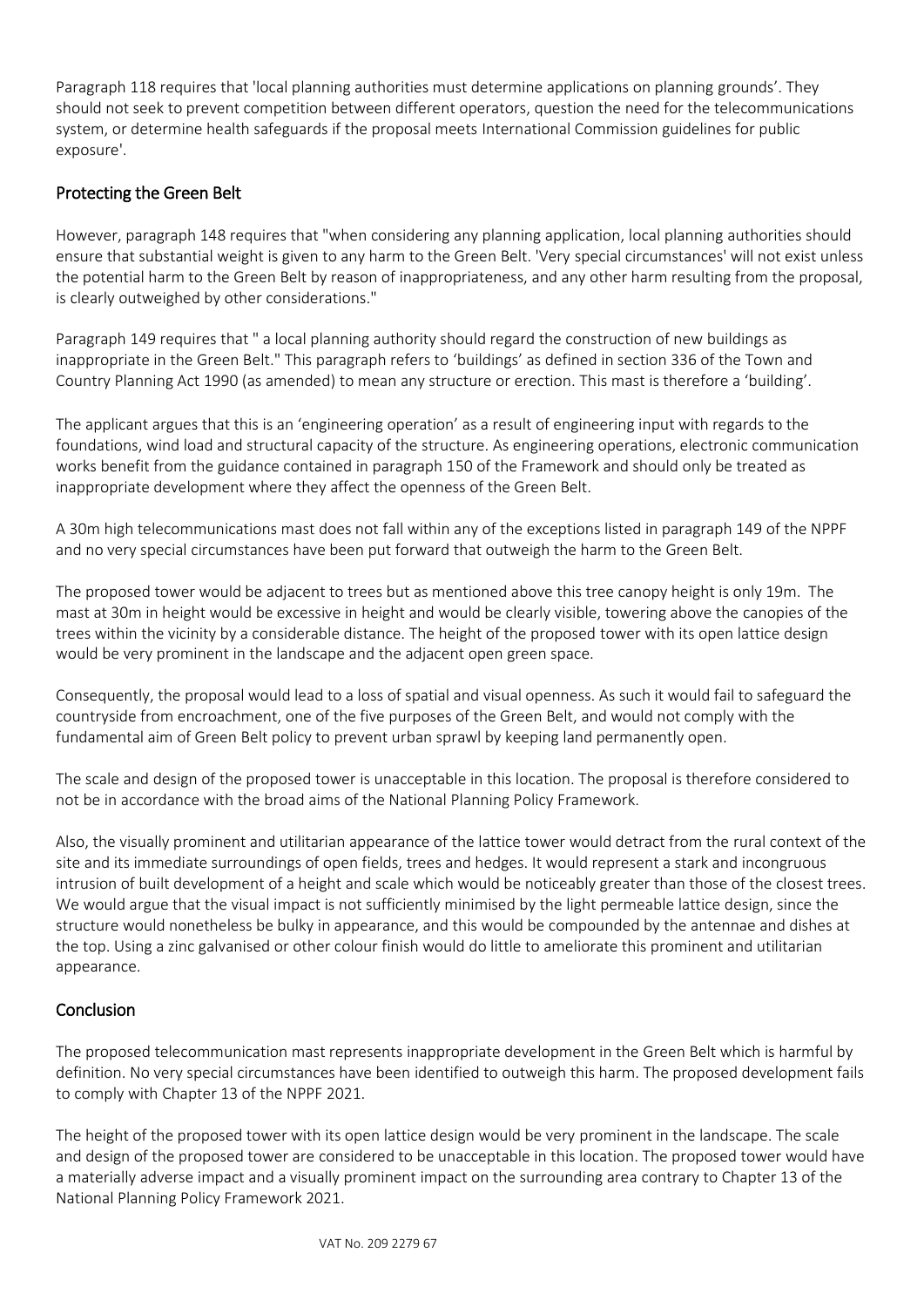Paragraph 118 requires that 'local planning authorities must determine applications on planning grounds'. They should not seek to prevent competition between different operators, question the need for the telecommunications system, or determine health safeguards if the proposal meets International Commission guidelines for public exposure'.

## Protecting the Green Belt

However, paragraph 148 requires that "when considering any planning application, local planning authorities should ensure that substantial weight is given to any harm to the Green Belt. 'Very special circumstances' will not exist unless the potential harm to the Green Belt by reason of inappropriateness, and any other harm resulting from the proposal, is clearly outweighed by other considerations."

Paragraph 149 requires that " a local planning authority should regard the construction of new buildings as inappropriate in the Green Belt." This paragraph refers to 'buildings' as defined in section 336 of the Town and Country Planning Act 1990 (as amended) to mean any structure or erection. This mast is therefore a 'building'.

The applicant argues that this is an 'engineering operation' as a result of engineering input with regards to the foundations, wind load and structural capacity of the structure. As engineering operations, electronic communication works benefit from the guidance contained in paragraph 150 of the Framework and should only be treated as inappropriate development where they affect the openness of the Green Belt.

A 30m high telecommunications mast does not fall within any of the exceptions listed in paragraph 149 of the NPPF and no very special circumstances have been put forward that outweigh the harm to the Green Belt.

The proposed tower would be adjacent to trees but as mentioned above this tree canopy height is only 19m. The mast at 30m in height would be excessive in height and would be clearly visible, towering above the canopies of the trees within the vicinity by a considerable distance. The height of the proposed tower with its open lattice design would be very prominent in the landscape and the adjacent open green space.

Consequently, the proposal would lead to a loss of spatial and visual openness. As such it would fail to safeguard the countryside from encroachment, one of the five purposes of the Green Belt, and would not comply with the fundamental aim of Green Belt policy to prevent urban sprawl by keeping land permanently open.

The scale and design of the proposed tower is unacceptable in this location. The proposal is therefore considered to not be in accordance with the broad aims of the National Planning Policy Framework.

Also, the visually prominent and utilitarian appearance of the lattice tower would detract from the rural context of the site and its immediate surroundings of open fields, trees and hedges. It would represent a stark and incongruous intrusion of built development of a height and scale which would be noticeably greater than those of the closest trees. We would argue that the visual impact is not sufficiently minimised by the light permeable lattice design, since the structure would nonetheless be bulky in appearance, and this would be compounded by the antennae and dishes at the top. Using a zinc galvanised or other colour finish would do little to ameliorate this prominent and utilitarian appearance.

## Conclusion

The proposed telecommunication mast represents inappropriate development in the Green Belt which is harmful by definition. No very special circumstances have been identified to outweigh this harm. The proposed development fails to comply with Chapter 13 of the NPPF 2021.

The height of the proposed tower with its open lattice design would be very prominent in the landscape. The scale and design of the proposed tower are considered to be unacceptable in this location. The proposed tower would have a materially adverse impact and a visually prominent impact on the surrounding area contrary to Chapter 13 of the National Planning Policy Framework 2021.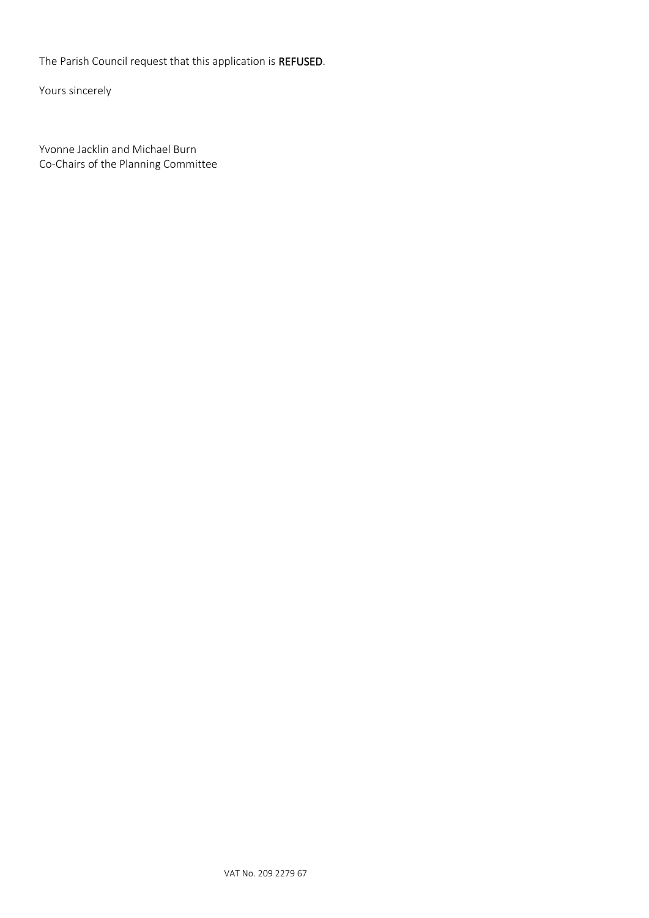The Parish Council request that this application is **REFUSED**.

Yours sincerely

Yvonne Jacklin and Michael Burn
Co-Chairs of the Planning Committee

VAT No. 209 2279 67